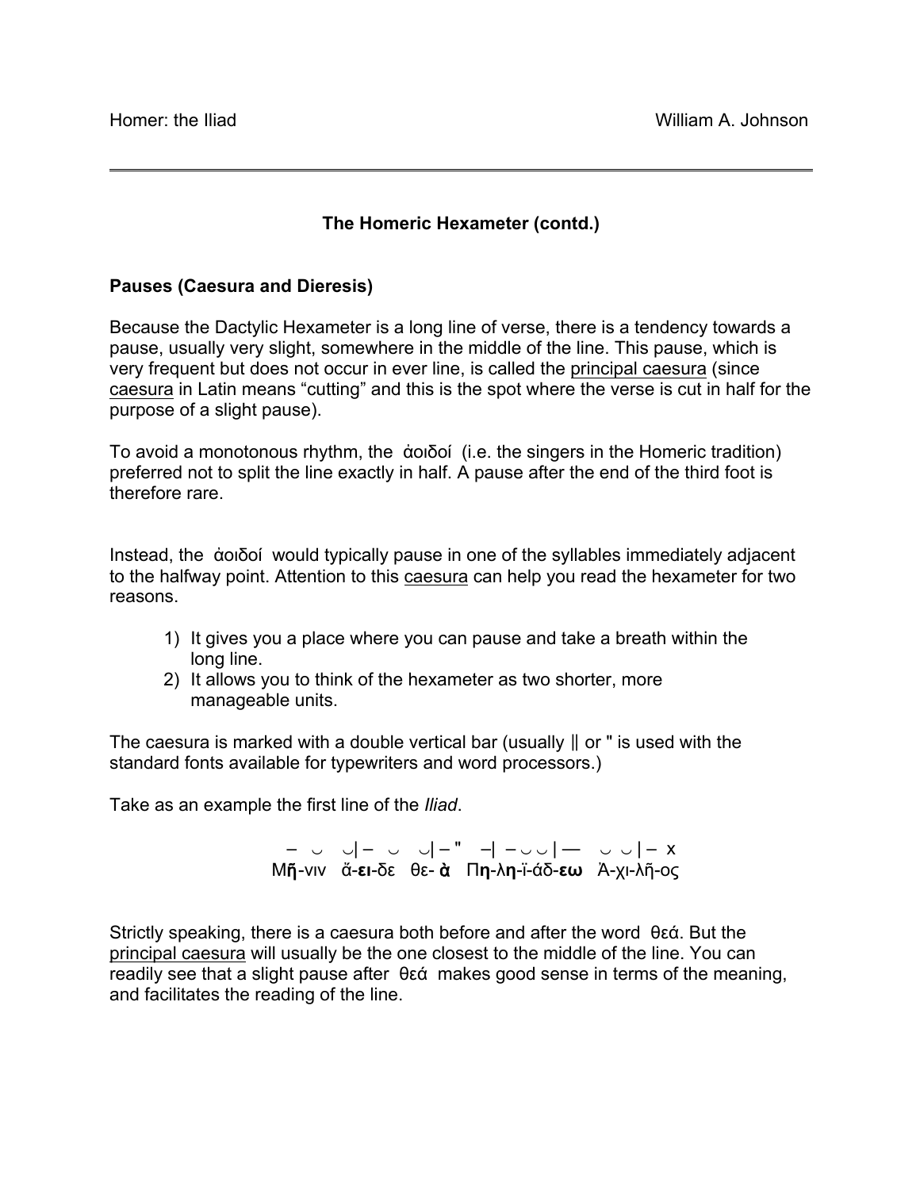# The Homeric Hexameter (contd.)

## Pauses (Caesura and Dieresis)

Because the Dactylic Hexameter is a long line of verse, there is a tendency towards a pause, usually very slight, somewhere in the middle of the line. This pause, which is very frequent but does not occur in ever line, is called the <u>principal caesura</u> (since <u>caesura</u> in Latin means "cutting" and this is the spot where the verse is cut in half for the purpose of a slight pause).

To avoid a monotonous rhythm, the ἀοιδοί (i.e. the singers in the Homeric tradition) preferred not to split the line exactly in half. A pause after the end of the third foot is therefore rare.

Instead, the ἀοιδοί would typically pause in one of the syllables immediately adjacent to the halfway point. Attention to this <u>caesura</u> can help you read the hexameter for two reasons.

1) It gives you a place where you can pause and take a breath within the long line.
2) It allows you to think of the hexameter as two shorter, more manageable units.

The caesura is marked with a double vertical bar (usually ‖ or " is used with the standard fonts available for typewriters and word processors.)

Take as an example the first line of the *Iliad*.

```
 –  ◡   ◡| –  ◡   ◡| – "  –|  – ◡ ◡ | —   ◡ ◡ | –  x
Μῆ-νιν  ἄ-ει-δε  θε- ὰ  Πη-λη-ϊ-άδ-εω  Ἀ-χι-λῆ-ος
```

Strictly speaking, there is a caesura both before and after the word θεά. But the <u>principal caesura</u> will usually be the one closest to the middle of the line. You can readily see that a slight pause after θεά makes good sense in terms of the meaning, and facilitates the reading of the line.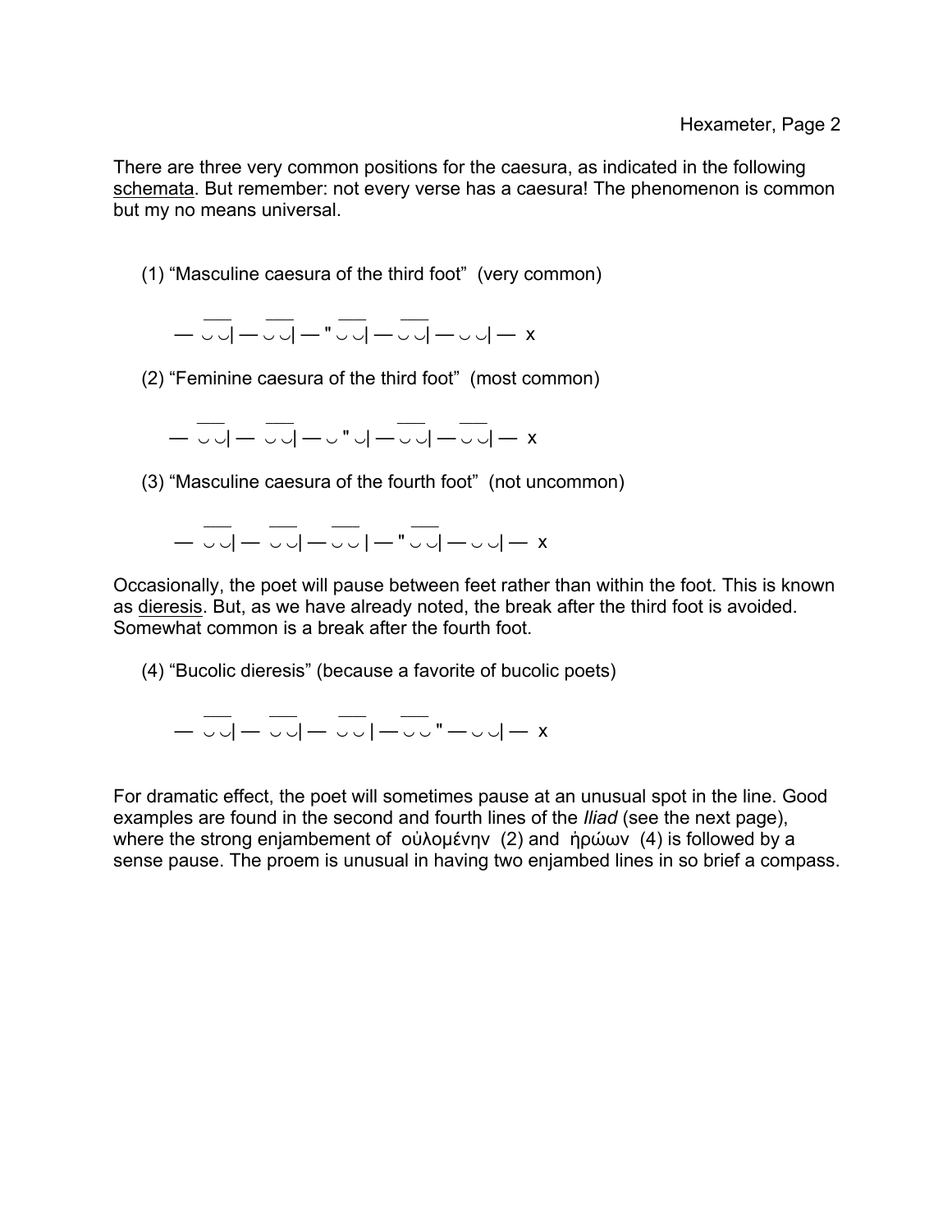There are three very common positions for the caesura, as indicated in the following schemata. But remember: not every verse has a caesura! The phenomenon is common but my no means universal.

(1) “Masculine caesura of the third foot” (very common)

```
   ___      ___       ___     ___
— ◡ ◡| — ◡ ◡| — " ◡ ◡| — ◡ ◡| — ◡ ◡| — x
```

(2) “Feminine caesura of the third foot” (most common)

```
   ___      ___            ___      ___
— ◡ ◡| — ◡ ◡| — ◡ " ◡| — ◡ ◡| — ◡ ◡| — x
```

(3) “Masculine caesura of the fourth foot” (not uncommon)

```
   ___      ___     ___        ___
— ◡ ◡| — ◡ ◡| — ◡ ◡ | — " ◡ ◡| — ◡ ◡| — x
```

Occasionally, the poet will pause between feet rather than within the foot. This is known as dieresis. But, as we have already noted, the break after the third foot is avoided. Somewhat common is a break after the fourth foot.

(4) “Bucolic dieresis” (because a favorite of bucolic poets)

```
   ___      ___      ___      ___
— ◡ ◡| — ◡ ◡| — ◡ ◡ | — ◡ ◡ " — ◡ ◡| — x
```

For dramatic effect, the poet will sometimes pause at an unusual spot in the line. Good examples are found in the second and fourth lines of the *Iliad* (see the next page), where the strong enjambement of οὐλομένην (2) and ἡρώων (4) is followed by a sense pause. The proem is unusual in having two enjambed lines in so brief a compass.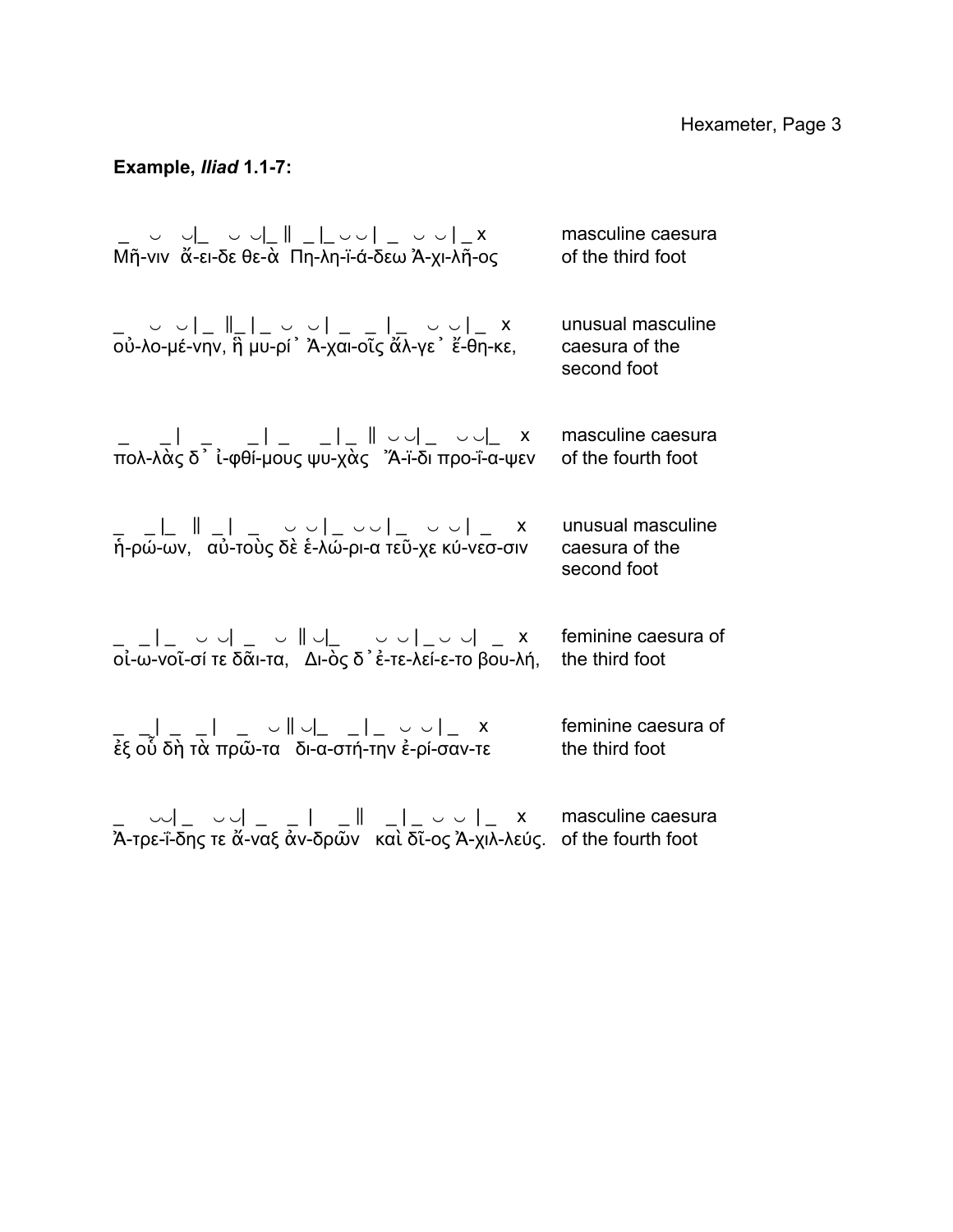**Example, *Iliad* 1.1-7:**

```
 _    ◡   ◡|_    ◡  ◡|_ ||  _ |_ ◡ ◡ |  _   ◡  ◡ | _ x
Μῆ-νιν  ἄ-ει-δε θε-ὰ  Πη-λη-ϊ-ά-δεω Ἀ-χι-λῆ-ος
```

masculine caesura of the third foot

```
_    ◡  ◡ | _  ||_ | _  ◡   ◡ |  _   _  | _    ◡  ◡ | _   x
οὐ-λο-μέ-νην, ἣ μυ-ρί᾽ Ἀ-χαι-οῖς ἄλ-γε᾽ ἔ-θη-κε,
```

unusual masculine caesura of the second foot

```
 _      _ |   _       _ |  _      _ | _  ||  ◡ ◡| _    ◡ ◡|_    x
πολ-λὰς δ᾽ ἰ-φθί-μους ψυ-χὰς  Ἄ-ϊ-δι προ-ΐ-α-ψεν
```

masculine caesura of the fourth foot

```
_    _ |_   ||  _ |   _      ◡  ◡ | _  ◡ ◡ | _    ◡  ◡ |  _     x
ἡ-ρώ-ων,   αὐ-τοὺς δὲ ἑ-λώ-ρι-α τεῦ-χε κύ-νεσ-σιν
```

unusual masculine caesura of the second foot

```
_  _ | _    ◡  ◡|  _     ◡  || ◡|_       ◡  ◡ | _ ◡  ◡|  _   x
οἰ-ω-νοῖ-σί τε δαῖ-τα,   Δι-ὸς δ᾽ ἐ-τε-λεί-ε-το βου-λή,
```

feminine caesura of the third foot

```
_  _|  _   _ |    _    ◡ || ◡|_    _ | _   ◡  ◡ | _    x
ἐξ οὗ δὴ τὰ πρῶ-τα   δι-α-στή-την ἐ-ρί-σαν-τε
```

feminine caesura of the third foot

```
_    ◡◡| _    ◡ ◡|  _    _  |     _ ||    _ | _  ◡  ◡  | _    x
Ἀ-τρε-ΐ-δης τε ἄ-ναξ ἀν-δρῶν   καὶ δῖ-ος Ἀ-χιλ-λεύς.
```

masculine caesura of the fourth foot